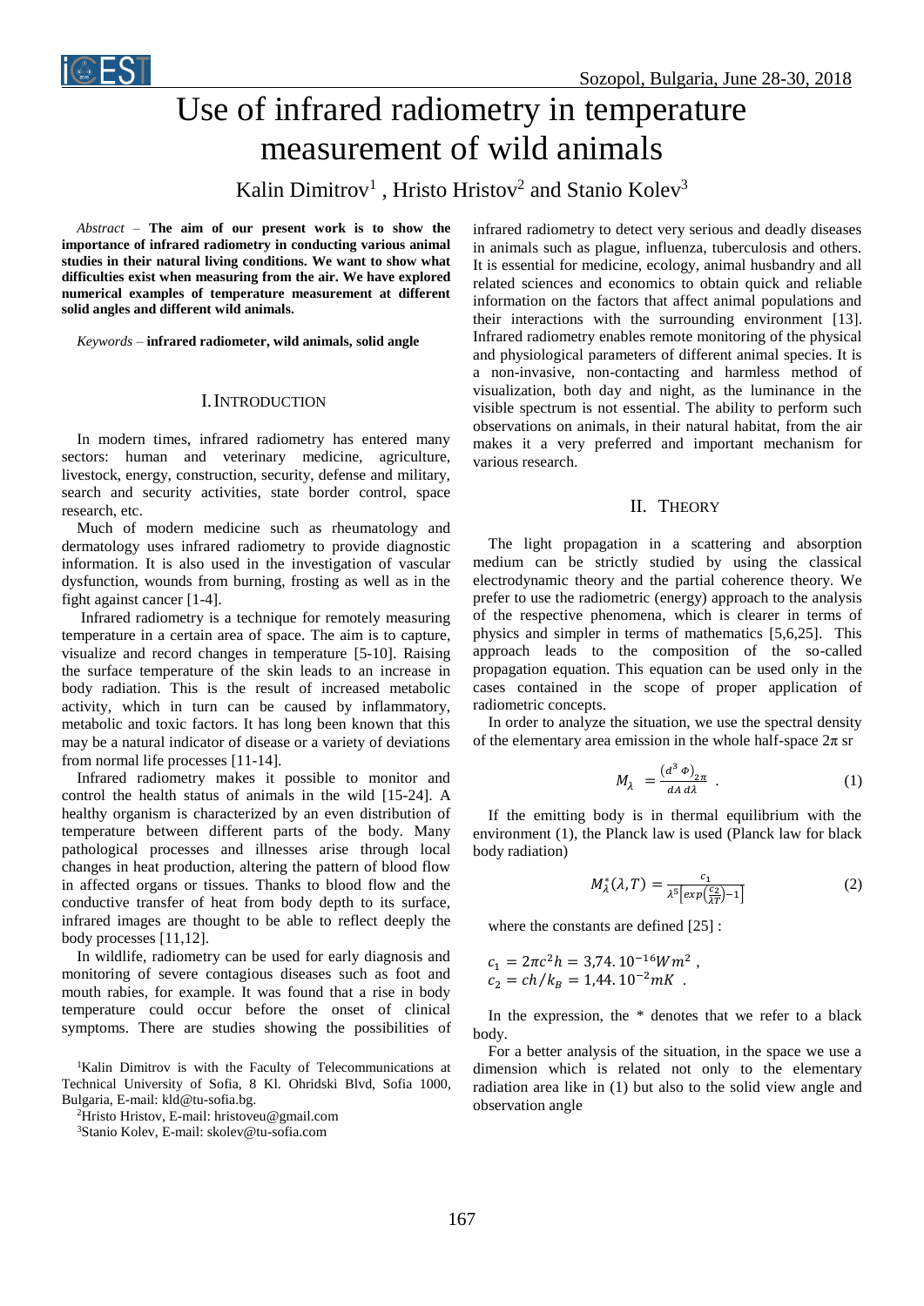# Use of infrared radiometry in temperature measurement of wild animals

Kalin Dimitrov[1] , Hristo Hristov[2] and Stanio Kolev[3]

*Abstract* – **The aim of our present work is to show the importance of infrared radiometry in conducting various animal studies in their natural living conditions. We want to show what difficulties exist when measuring from the air. We have explored numerical examples of temperature measurement at different solid angles and different wild animals.**

*Keywords* – **infrared radiometer, wild animals, solid angle**

## I. Introduction

In modern times, infrared radiometry has entered many sectors: human and veterinary medicine, agriculture, livestock, energy, construction, security, defense and military, search and security activities, state border control, space research, etc.

Much of modern medicine such as rheumatology and dermatology uses infrared radiometry to provide diagnostic information. It is also used in the investigation of vascular dysfunction, wounds from burning, frosting as well as in the fight against cancer [1-4].

Infrared radiometry is a technique for remotely measuring temperature in a certain area of space. The aim is to capture, visualize and record changes in temperature [5-10]. Raising the surface temperature of the skin leads to an increase in body radiation. This is the result of increased metabolic activity, which in turn can be caused by inflammatory, metabolic and toxic factors. It has long been known that this may be a natural indicator of disease or a variety of deviations from normal life processes [11-14].

Infrared radiometry makes it possible to monitor and control the health status of animals in the wild [15-24]. A healthy organism is characterized by an even distribution of temperature between different parts of the body. Many pathological processes and illnesses arise through local changes in heat production, altering the pattern of blood flow in affected organs or tissues. Thanks to blood flow and the conductive transfer of heat from body depth to its surface, infrared images are thought to be able to reflect deeply the body processes [11,12].

In wildlife, radiometry can be used for early diagnosis and monitoring of severe contagious diseases such as foot and mouth rabies, for example. It was found that a rise in body temperature could occur before the onset of clinical symptoms. There are studies showing the possibilities of infrared radiometry to detect very serious and deadly diseases in animals such as plague, influenza, tuberculosis and others. It is essential for medicine, ecology, animal husbandry and all related sciences and economics to obtain quick and reliable information on the factors that affect animal populations and their interactions with the surrounding environment [13]. Infrared radiometry enables remote monitoring of the physical and physiological parameters of different animal species. It is a non-invasive, non-contacting and harmless method of visualization, both day and night, as the luminance in the visible spectrum is not essential. The ability to perform such observations on animals, in their natural habitat, from the air makes it a very preferred and important mechanism for various research.

## II. Theory

The light propagation in a scattering and absorption medium can be strictly studied by using the classical electrodynamic theory and the partial coherence theory. We prefer to use the radiometric (energy) approach to the analysis of the respective phenomena, which is clearer in terms of physics and simpler in terms of mathematics [5,6,25]. This approach leads to the composition of the so-called propagation equation. This equation can be used only in the cases contained in the scope of proper application of radiometric concepts.

In order to analyze the situation, we use the spectral density of the elementary area emission in the whole half-space $2\pi$ sr

$$M_{\lambda} = \frac{(d^3\,\Phi)_{2\pi}}{dA\,d\lambda} \ . \tag{1}$$

If the emitting body is in thermal equilibrium with the environment (1), the Planck law is used (Planck law for black body radiation)

$$M_{\lambda}^{*}(\lambda,T) = \frac{c_1}{\lambda^5\left[exp\left(\frac{c_2}{\lambda T}\right)-1\right]} \tag{2}$$

where the constants are defined [25] :

$$c_1 = 2\pi c^2 h = 3{,}74.\,10^{-16} W m^2 \ ,$$
$$c_2 = ch/k_B = 1{,}44.\,10^{-2} mK \ .$$

In the expression, the * denotes that we refer to a black body.

For a better analysis of the situation, in the space we use a dimension which is related not only to the elementary radiation area like in (1) but also to the solid view angle and observation angle

---

[1]Kalin Dimitrov is with the Faculty of Telecommunications at Technical University of Sofia, 8 Kl. Ohridski Blvd, Sofia 1000, Bulgaria, E-mail: kld@tu-sofia.bg.

[2]Hristo Hristov, E-mail: hristoveu@gmail.com

[3]Stanio Kolev, E-mail: skolev@tu-sofia.com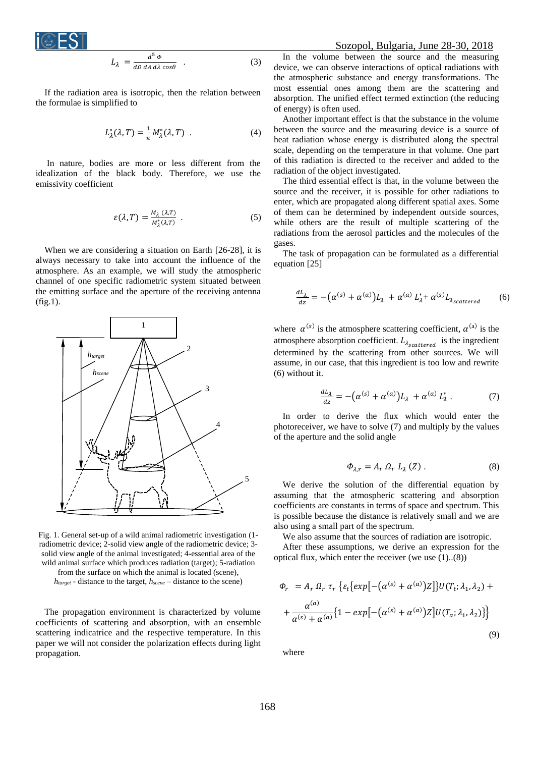$$L_\lambda = \frac{d^5 \Phi}{d\Omega \, dA \, d\lambda \, cos\theta} \quad . \tag{3}$$

If the radiation area is isotropic, then the relation between the formulae is simplified to

$$L_\lambda^*(\lambda, T) = \frac{1}{\pi} M_\lambda^*(\lambda, T) \quad . \tag{4}$$

In nature, bodies are more or less different from the idealization of the black body. Therefore, we use the emissivity coefficient

$$\varepsilon(\lambda, T) = \frac{M_\lambda\,(\lambda, T)}{M_\lambda^*(\lambda, T)} \quad . \tag{5}$$

When we are considering a situation on Earth [26-28], it is always necessary to take into account the influence of the atmosphere. As an example, we will study the atmospheric channel of one specific radiometric system situated between the emitting surface and the aperture of the receiving antenna (fig.1).

Fig. 1. General set-up of a wild animal radiometric investigation (1-radiometric device; 2-solid view angle of the radiometric device; 3-solid view angle of the animal investigated; 4-essential area of the wild animal surface which produces radiation (target); 5-radiation from the surface on which the animal is located (scene), $h_{target}$ - distance to the target, $h_{scene}$ – distance to the scene)

The propagation environment is characterized by volume coefficients of scattering and absorption, with an ensemble scattering indicatrice and the respective temperature. In this paper we will not consider the polarization effects during light propagation.

In the volume between the source and the measuring device, we can observe interactions of optical radiations with the atmospheric substance and energy transformations. The most essential ones among them are the scattering and absorption. The unified effect termed extinction (the reducing of energy) is often used.

Another important effect is that the substance in the volume between the source and the measuring device is a source of heat radiation whose energy is distributed along the spectral scale, depending on the temperature in that volume. One part of this radiation is directed to the receiver and added to the radiation of the object investigated.

The third essential effect is that, in the volume between the source and the receiver, it is possible for other radiations to enter, which are propagated along different spatial axes. Some of them can be determined by independent outside sources, while others are the result of multiple scattering of the radiations from the aerosol particles and the molecules of the gases.

The task of propagation can be formulated as a differential equation [25]

$$\frac{dL_\lambda}{dz} = -\left(\alpha^{(s)} + \alpha^{(a)}\right)L_\lambda + \alpha^{(a)}\, L_\lambda^* + \alpha^{(s)} L_{\lambda_{scattered}} \tag{6}$$

where $\alpha^{(s)}$ is the atmosphere scattering coefficient, $\alpha^{(a)}$ is the atmosphere absorption coefficient. $L_{\lambda_{scattered}}$ is the ingredient determined by the scattering from other sources. We will assume, in our case, that this ingredient is too low and rewrite (6) without it.

$$\frac{dL_\lambda}{dz} = -\left(\alpha^{(s)} + \alpha^{(a)}\right)L_\lambda + \alpha^{(a)}\, L_\lambda^* \,. \tag{7}$$

In order to derive the flux which would enter the photoreceiver, we have to solve (7) and multiply by the values of the aperture and the solid angle

$$\Phi_{\lambda,r} = A_r\, \Omega_r\, L_\lambda\,(Z)\,. \tag{8}$$

We derive the solution of the differential equation by assuming that the atmospheric scattering and absorption coefficients are constants in terms of space and spectrum. This is possible because the distance is relatively small and we are also using a small part of the spectrum.

We also assume that the sources of radiation are isotropic.

After these assumptions, we derive an expression for the optical flux, which enter the receiver (we use (1)..(8))

$$\Phi_r = A_r\, \Omega_r\, \tau_r\, \Big\{\varepsilon_t\big\{exp\big[-\left(\alpha^{(s)} + \alpha^{(a)}\right)Z\big]\big\}U(T_t; \lambda_1, \lambda_2) + \\ + \frac{\alpha^{(a)}}{\alpha^{(s)} + \alpha^{(a)}}\big\{1 - exp\big[-\left(\alpha^{(s)} + \alpha^{(a)}\right)Z\big]U(T_a; \lambda_1, \lambda_2)\big\}\Big\} \tag{9}$$

where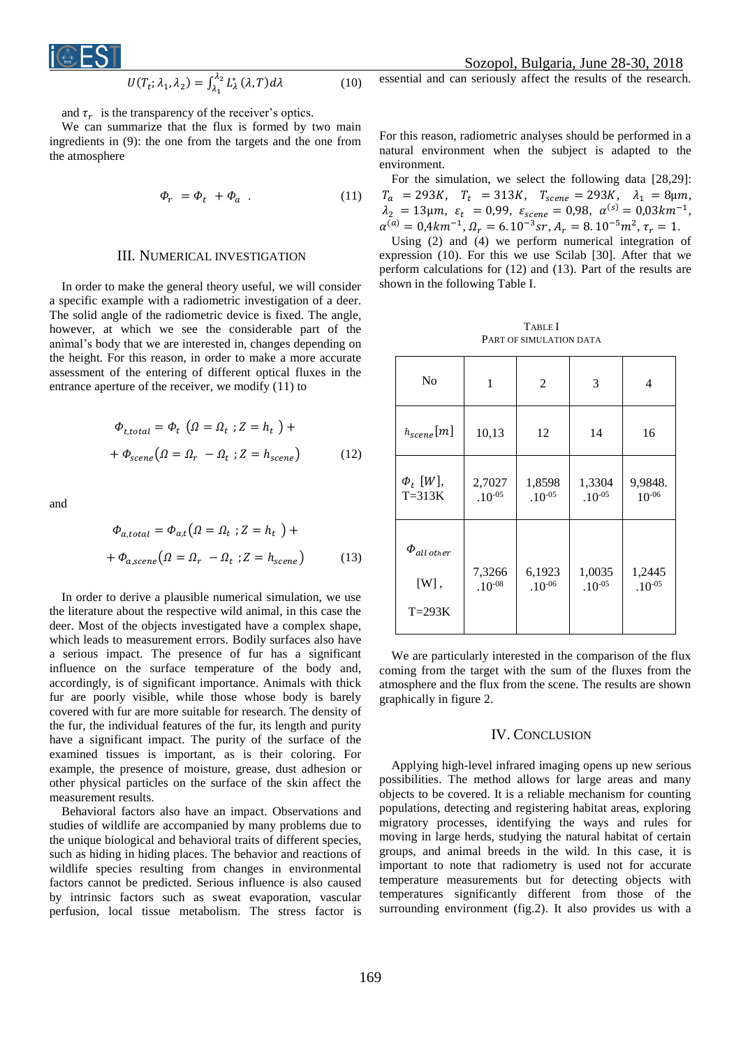$$U(T_t; \lambda_1, \lambda_2) = \int_{\lambda_1}^{\lambda_2} L_\lambda^s(\lambda, T) d\lambda \qquad (10)$$

and $\tau_r$ is the transparency of the receiver's optics.

We can summarize that the flux is formed by two main ingredients in (9): the one from the targets and the one from the atmosphere

$$\Phi_r = \Phi_t + \Phi_a \ . \qquad (11)$$

## III. Numerical Investigation

In order to make the general theory useful, we will consider a specific example with a radiometric investigation of a deer. The solid angle of the radiometric device is fixed. The angle, however, at which we see the considerable part of the animal's body that we are interested in, changes depending on the height. For this reason, in order to make a more accurate assessment of the entering of different optical fluxes in the entrance aperture of the receiver, we modify (11) to

$$\Phi_{t,total} = \Phi_t \left(\Omega = \Omega_t \ ; Z = h_t \right) + \\ + \Phi_{scene}\left(\Omega = \Omega_r - \Omega_t \ ; Z = h_{scene}\right) \qquad (12)$$

and

$$\Phi_{a,total} = \Phi_{a,t}\left(\Omega = \Omega_t \ ; Z = h_t \right) + \\ + \Phi_{a,scene}\left(\Omega = \Omega_r - \Omega_t \ ; Z = h_{scene}\right) \qquad (13)$$

In order to derive a plausible numerical simulation, we use the literature about the respective wild animal, in this case the deer. Most of the objects investigated have a complex shape, which leads to measurement errors. Bodily surfaces also have a serious impact. The presence of fur has a significant influence on the surface temperature of the body and, accordingly, is of significant importance. Animals with thick fur are poorly visible, while those whose body is barely covered with fur are more suitable for research. The density of the fur, the individual features of the fur, its length and purity have a significant impact. The purity of the surface of the examined tissues is important, as is their coloring. For example, the presence of moisture, grease, dust adhesion or other physical particles on the surface of the skin affect the measurement results.

Behavioral factors also have an impact. Observations and studies of wildlife are accompanied by many problems due to the unique biological and behavioral traits of different species, such as hiding in hiding places. The behavior and reactions of wildlife species resulting from changes in environmental factors cannot be predicted. Serious influence is also caused by intrinsic factors such as sweat evaporation, vascular perfusion, local tissue metabolism. The stress factor is essential and can seriously affect the results of the research.

For this reason, radiometric analyses should be performed in a natural environment when the subject is adapted to the environment.

For the simulation, we select the following data [28,29]: $T_a = 293K$, $T_t = 313K$, $T_{scene} = 293K$, $\lambda_1 = 8\mu m$, $\lambda_2 = 13\mu m$, $\varepsilon_t = 0{,}99$, $\varepsilon_{scene} = 0{,}98$, $\alpha^{(s)} = 0{,}03 km^{-1}$, $\alpha^{(a)} = 0{,}4 km^{-1}$, $\Omega_r = 6.10^{-3} sr$, $A_r = 8.10^{-5} m^2$, $\tau_r = 1$.

Using (2) and (4) we perform numerical integration of expression (10). For this we use Scilab [30]. After that we perform calculations for (12) and (13). Part of the results are shown in the following Table I.

Table I
Part of Simulation Data

| No | 1 | 2 | 3 | 4 |
|---|---|---|---|---|
| $h_{scene} [m]$ | 10,13 | 12 | 14 | 16 |
| $\Phi_t$ [W], T=313K | 2,7027 .10^-05 | 1,8598 .10^-05 | 1,3304 .10^-05 | 9,9848. 10^-06 |
| $\Phi_{all\ other}$ [W], T=293K | 7,3266 .10^-08 | 6,1923 .10^-06 | 1,0035 .10^-05 | 1,2445 .10^-05 |

We are particularly interested in the comparison of the flux coming from the target with the sum of the fluxes from the atmosphere and the flux from the scene. The results are shown graphically in figure 2.

## IV. Conclusion

Applying high-level infrared imaging opens up new serious possibilities. The method allows for large areas and many objects to be covered. It is a reliable mechanism for counting populations, detecting and registering habitat areas, exploring migratory processes, identifying the ways and rules for moving in large herds, studying the natural habitat of certain groups, and animal breeds in the wild. In this case, it is important to note that radiometry is used not for accurate temperature measurements but for detecting objects with temperatures significantly different from those of the surrounding environment (fig.2). It also provides us with a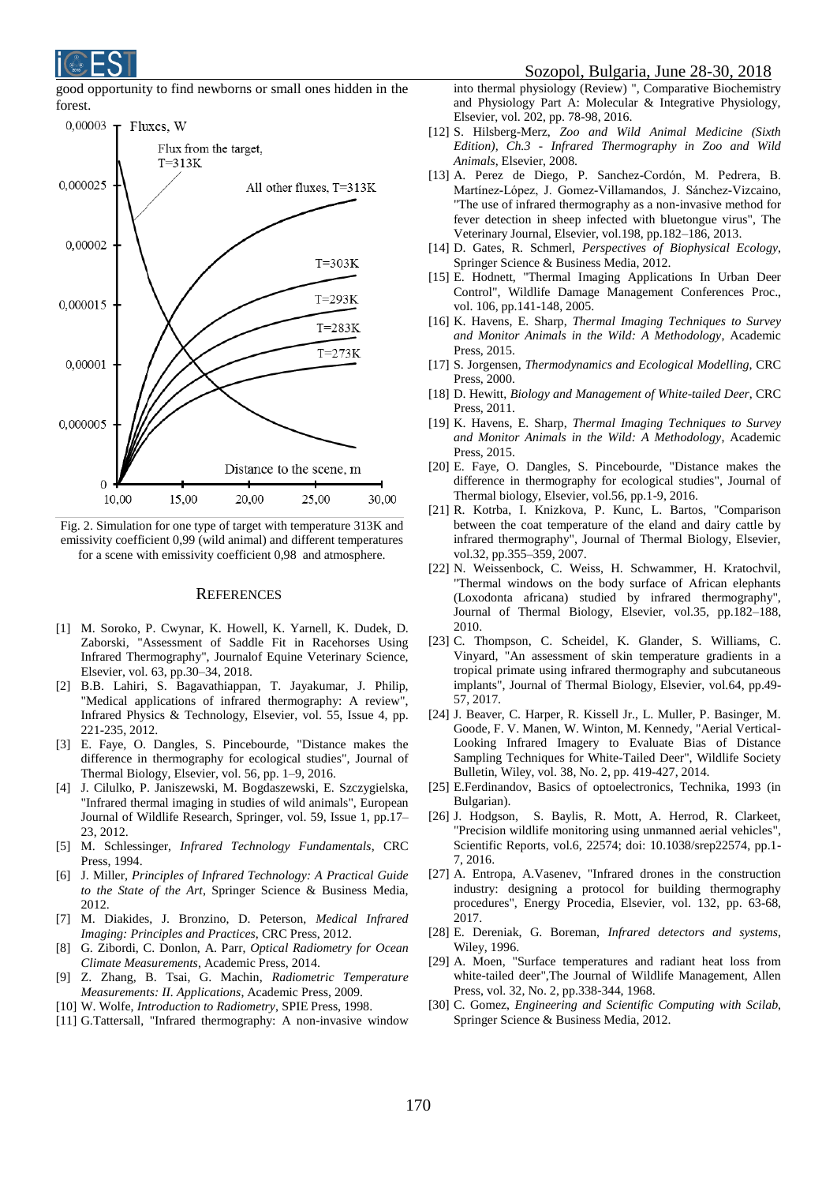good opportunity to find newborns or small ones hidden in the forest.

0,00003
Fluxes, W
Flux from the target, T=313K
0,000025
All other fluxes, T=313K
0,00002
T=303K
0,000015
T=293K
T=283K
T=273K
0,00001
0,000005
Distance to the scene, m
0
10,00
15,00
20,00
25,00
30,00

Fig. 2. Simulation for one type of target with temperature 313K and emissivity coefficient 0,99 (wild animal) and different temperatures for a scene with emissivity coefficient 0,98 and atmosphere.

## REFERENCES

[1] M. Soroko, P. Cwynar, K. Howell, K. Yarnell, K. Dudek, D. Zaborski, "Assessment of Saddle Fit in Racehorses Using Infrared Thermography", Journalof Equine Veterinary Science, Elsevier, vol. 63, pp.30–34, 2018.

[2] B.B. Lahiri, S. Bagavathiappan, T. Jayakumar, J. Philip, "Medical applications of infrared thermography: A review", Infrared Physics & Technology, Elsevier, vol. 55, Issue 4, pp. 221-235, 2012.

[3] E. Faye, O. Dangles, S. Pincebourde, "Distance makes the difference in thermography for ecological studies", Journal of Thermal Biology, Elsevier, vol. 56, pp. 1–9, 2016.

[4] J. Cilulko, P. Janiszewski, M. Bogdaszewski, E. Szczygielska, "Infrared thermal imaging in studies of wild animals", European Journal of Wildlife Research, Springer, vol. 59, Issue 1, pp.17–23, 2012.

[5] M. Schlessinger, *Infrared Technology Fundamentals*, CRC Press, 1994.

[6] J. Miller, *Principles of Infrared Technology: A Practical Guide to the State of the Art*, Springer Science & Business Media, 2012.

[7] M. Diakides, J. Bronzino, D. Peterson, *Medical Infrared Imaging: Principles and Practices*, CRC Press, 2012.

[8] G. Zibordi, C. Donlon, A. Parr, *Optical Radiometry for Ocean Climate Measurements*, Academic Press, 2014.

[9] Z. Zhang, B. Tsai, G. Machin, *Radiometric Temperature Measurements: II. Applications*, Academic Press, 2009.

[10] W. Wolfe, *Introduction to Radiometry*, SPIE Press, 1998.

[11] G.Tattersall, "Infrared thermography: A non-invasive window into thermal physiology (Review) ", Comparative Biochemistry and Physiology Part A: Molecular & Integrative Physiology, Elsevier, vol. 202, pp. 78-98, 2016.

[12] S. Hilsberg-Merz, *Zoo and Wild Animal Medicine (Sixth Edition), Ch.3 - Infrared Thermography in Zoo and Wild Animals*, Elsevier, 2008.

[13] A. Perez de Diego, P. Sanchez-Cordón, M. Pedrera, B. Martínez-López, J. Gomez-Villamandos, J. Sánchez-Vizcaino, "The use of infrared thermography as a non-invasive method for fever detection in sheep infected with bluetongue virus", The Veterinary Journal, Elsevier, vol.198, pp.182–186, 2013.

[14] D. Gates, R. Schmerl, *Perspectives of Biophysical Ecology*, Springer Science & Business Media, 2012.

[15] E. Hodnett, "Thermal Imaging Applications In Urban Deer Control", Wildlife Damage Management Conferences Proc., vol. 106, pp.141-148, 2005.

[16] K. Havens, E. Sharp, *Thermal Imaging Techniques to Survey and Monitor Animals in the Wild: A Methodology*, Academic Press, 2015.

[17] S. Jorgensen, *Thermodynamics and Ecological Modelling*, CRC Press, 2000.

[18] D. Hewitt, *Biology and Management of White-tailed Deer*, CRC Press, 2011.

[19] K. Havens, E. Sharp, *Thermal Imaging Techniques to Survey and Monitor Animals in the Wild: A Methodology*, Academic Press, 2015.

[20] E. Faye, O. Dangles, S. Pincebourde, "Distance makes the difference in thermography for ecological studies", Journal of Thermal biology, Elsevier, vol.56, pp.1-9, 2016.

[21] R. Kotrba, I. Knizkova, P. Kunc, L. Bartos, "Comparison between the coat temperature of the eland and dairy cattle by infrared thermography", Journal of Thermal Biology, Elsevier, vol.32, pp.355–359, 2007.

[22] N. Weissenbock, C. Weiss, H. Schwammer, H. Kratochvil, "Thermal windows on the body surface of African elephants (Loxodonta africana) studied by infrared thermography", Journal of Thermal Biology, Elsevier, vol.35, pp.182–188, 2010.

[23] C. Thompson, C. Scheidel, K. Glander, S. Williams, C. Vinyard, "An assessment of skin temperature gradients in a tropical primate using infrared thermography and subcutaneous implants", Journal of Thermal Biology, Elsevier, vol.64, pp.49-57, 2017.

[24] J. Beaver, C. Harper, R. Kissell Jr., L. Muller, P. Basinger, M. Goode, F. V. Manen, W. Winton, M. Kennedy, "Aerial Vertical-Looking Infrared Imagery to Evaluate Bias of Distance Sampling Techniques for White-Tailed Deer", Wildlife Society Bulletin, Wiley, vol. 38, No. 2, pp. 419-427, 2014.

[25] E.Ferdinandov, Basics of optoelectronics, Technika, 1993 (in Bulgarian).

[26] J. Hodgson, S. Baylis, R. Mott, A. Herrod, R. Clarkeet, "Precision wildlife monitoring using unmanned aerial vehicles", Scientific Reports, vol.6, 22574; doi: 10.1038/srep22574, pp.1-7, 2016.

[27] A. Entropa, A.Vasenev, "Infrared drones in the construction industry: designing a protocol for building thermography procedures", Energy Procedia, Elsevier, vol. 132, pp. 63-68, 2017.

[28] E. Dereniak, G. Boreman, *Infrared detectors and systems*, Wiley, 1996.

[29] A. Moen, "Surface temperatures and radiant heat loss from white-tailed deer",The Journal of Wildlife Management, Allen Press, vol. 32, No. 2, pp.338-344, 1968.

[30] C. Gomez, *Engineering and Scientific Computing with Scilab*, Springer Science & Business Media, 2012.